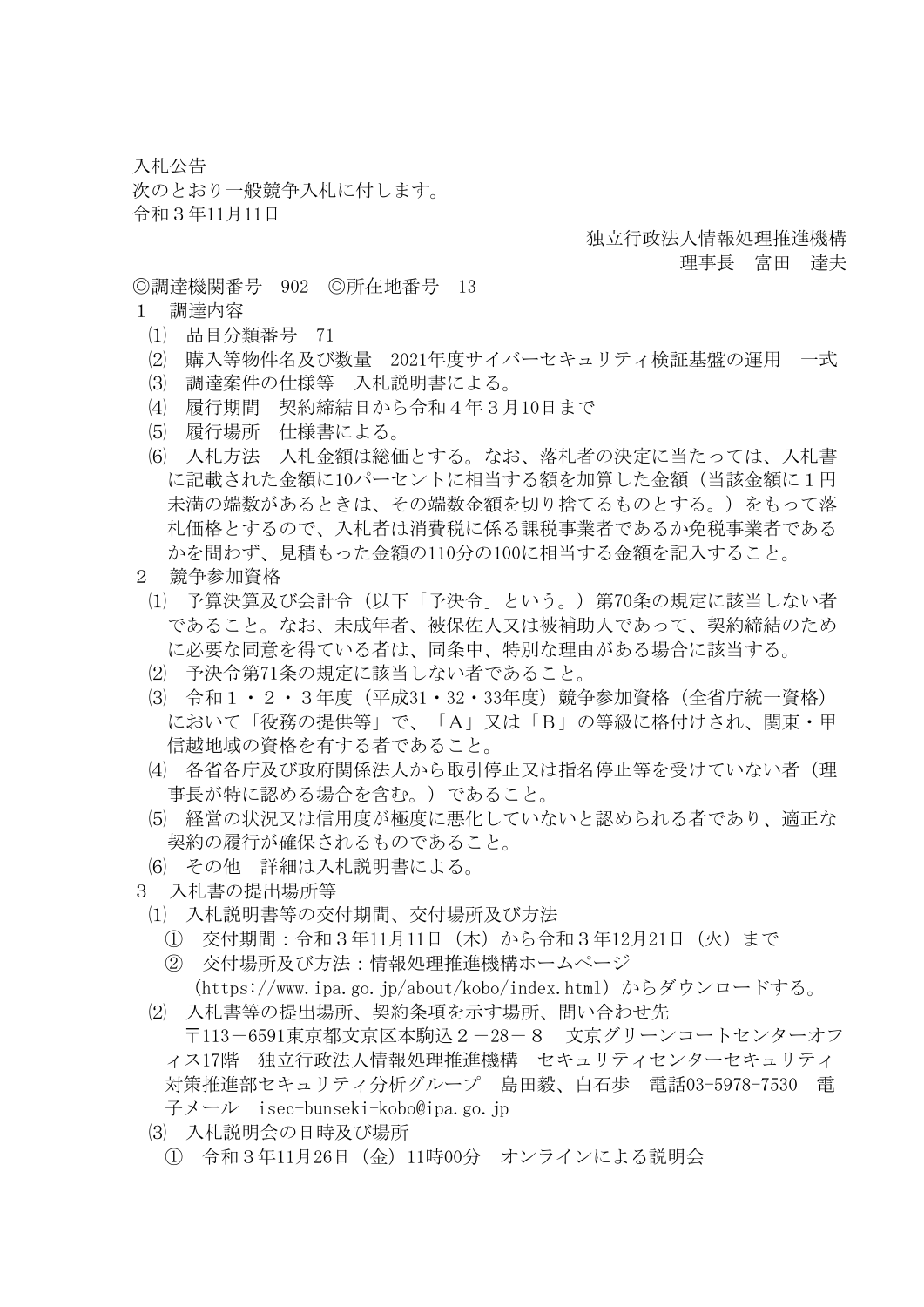入札公告

次のとおり一般競争入札に付します。

令和３年11月11日

独立行政法人情報処理推進機構
理事長　富田　達夫

◎調達機関番号　902　◎所在地番号　13

１　調達内容

⑴　品目分類番号　71

⑵　購入等物件名及び数量　2021年度サイバーセキュリティ検証基盤の運用　一式

⑶　調達案件の仕様等　入札説明書による。

⑷　履行期間　契約締結日から令和４年３月10日まで

⑸　履行場所　仕様書による。

⑹　入札方法　入札金額は総価とする。なお、落札者の決定に当たっては、入札書に記載された金額に10パーセントに相当する額を加算した金額（当該金額に１円未満の端数があるときは、その端数金額を切り捨てるものとする。）をもって落札価格とするので、入札者は消費税に係る課税事業者であるか免税事業者であるかを問わず、見積もった金額の110分の100に相当する金額を記入すること。

２　競争参加資格

⑴　予算決算及び会計令（以下「予決令」という。）第70条の規定に該当しない者であること。なお、未成年者、被保佐人又は被補助人であって、契約締結のために必要な同意を得ている者は、同条中、特別な理由がある場合に該当する。

⑵　予決令第71条の規定に該当しない者であること。

⑶　令和１・２・３年度（平成31・32・33年度）競争参加資格（全省庁統一資格）において「役務の提供等」で、「Ａ」又は「Ｂ」の等級に格付けされ、関東・甲信越地域の資格を有する者であること。

⑷　各省各庁及び政府関係法人から取引停止又は指名停止等を受けていない者（理事長が特に認める場合を含む。）であること。

⑸　経営の状況又は信用度が極度に悪化していないと認められる者であり、適正な契約の履行が確保されるものであること。

⑹　その他　詳細は入札説明書による。

３　入札書の提出場所等

⑴　入札説明書等の交付期間、交付場所及び方法

①　交付期間：令和３年11月11日（木）から令和３年12月21日（火）まで

②　交付場所及び方法：情報処理推進機構ホームページ（https://www.ipa.go.jp/about/kobo/index.html）からダウンロードする。

⑵　入札書等の提出場所、契約条項を示す場所、問い合わせ先

〒113－6591東京都文京区本駒込２－28－８　文京グリーンコートセンターオフィス17階　独立行政法人情報処理推進機構　セキュリティセンターセキュリティ対策推進部セキュリティ分析グループ　島田毅、白石歩　電話03-5978-7530　電子メール　isec-bunseki-kobo@ipa.go.jp

⑶　入札説明会の日時及び場所

①　令和３年11月26日（金）11時00分　オンラインによる説明会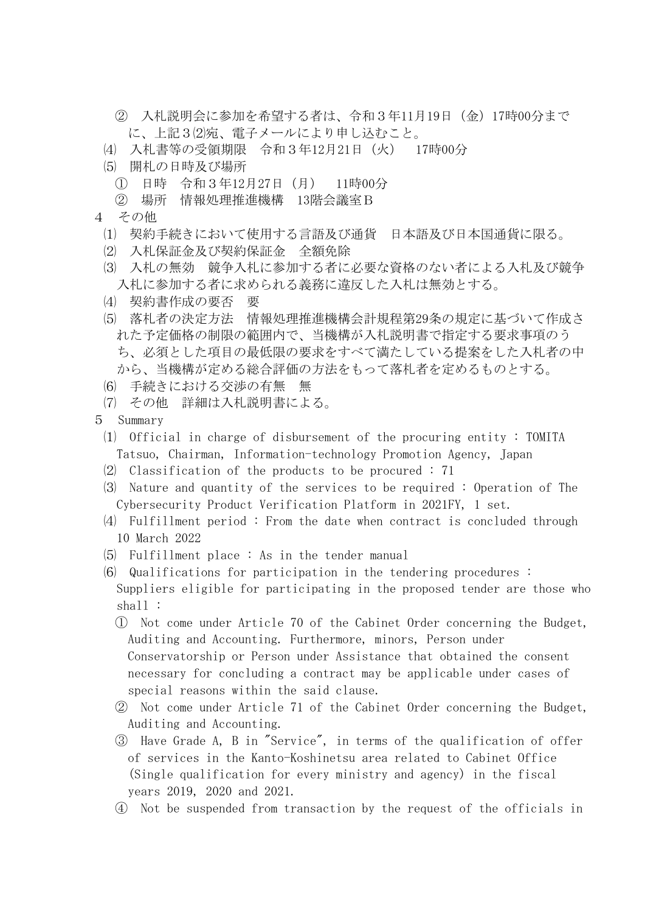② 入札説明会に参加を希望する者は、令和３年11月19日（金）17時00分までに、上記３⑵宛、電子メールにより申し込むこと。

⑷ 入札書等の受領期限　令和３年12月21日（火）　17時00分

⑸ 開札の日時及び場所

① 日時　令和３年12月27日（月）　11時00分

② 場所　情報処理推進機構　13階会議室Ｂ

４ その他

⑴ 契約手続きにおいて使用する言語及び通貨　日本語及び日本国通貨に限る。

⑵ 入札保証金及び契約保証金　全額免除

⑶ 入札の無効　競争入札に参加する者に必要な資格のない者による入札及び競争入札に参加する者に求められる義務に違反した入札は無効とする。

⑷ 契約書作成の要否　要

⑸ 落札者の決定方法　情報処理推進機構会計規程第29条の規定に基づいて作成された予定価格の制限の範囲内で、当機構が入札説明書で指定する要求事項のうち、必須とした項目の最低限の要求をすべて満たしている提案をした入札者の中から、当機構が定める総合評価の方法をもって落札者を定めるものとする。

⑹ 手続きにおける交渉の有無　無

⑺ その他　詳細は入札説明書による。

５ Summary

⑴ Official in charge of disbursement of the procuring entity : TOMITA Tatsuo, Chairman, Information-technology Promotion Agency, Japan

⑵ Classification of the products to be procured : 71

⑶ Nature and quantity of the services to be required : Operation of The Cybersecurity Product Verification Platform in 2021FY, 1 set.

⑷ Fulfillment period : From the date when contract is concluded through 10 March 2022

⑸ Fulfillment place : As in the tender manual

⑹ Qualifications for participation in the tendering procedures : Suppliers eligible for participating in the proposed tender are those who shall :

① Not come under Article 70 of the Cabinet Order concerning the Budget, Auditing and Accounting. Furthermore, minors, Person under Conservatorship or Person under Assistance that obtained the consent necessary for concluding a contract may be applicable under cases of special reasons within the said clause.

② Not come under Article 71 of the Cabinet Order concerning the Budget, Auditing and Accounting.

③ Have Grade A, B in "Service", in terms of the qualification of offer of services in the Kanto-Koshinetsu area related to Cabinet Office (Single qualification for every ministry and agency) in the fiscal years 2019, 2020 and 2021.

④ Not be suspended from transaction by the request of the officials in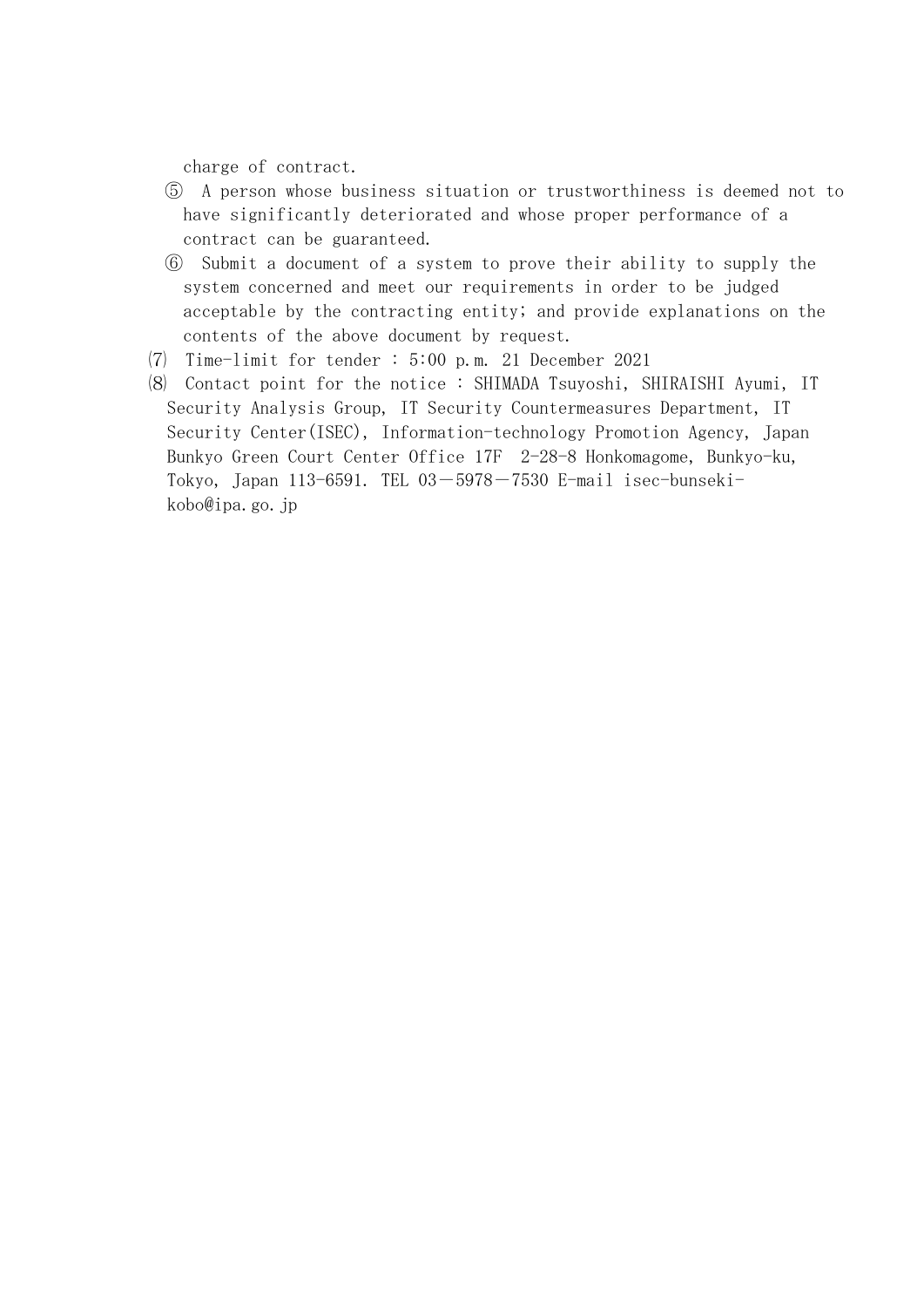charge of contract.

⑤ A person whose business situation or trustworthiness is deemed not to have significantly deteriorated and whose proper performance of a contract can be guaranteed.

⑥ Submit a document of a system to prove their ability to supply the system concerned and meet our requirements in order to be judged acceptable by the contracting entity; and provide explanations on the contents of the above document by request.

⑺ Time-limit for tender : 5:00 p.m. 21 December 2021

⑻ Contact point for the notice : SHIMADA Tsuyoshi, SHIRAISHI Ayumi, IT Security Analysis Group, IT Security Countermeasures Department, IT Security Center(ISEC), Information-technology Promotion Agency, Japan Bunkyo Green Court Center Office 17F 2-28-8 Honkomagome, Bunkyo-ku, Tokyo, Japan 113-6591. TEL 03－5978－7530 E-mail isec-bunseki-kobo@ipa.go.jp